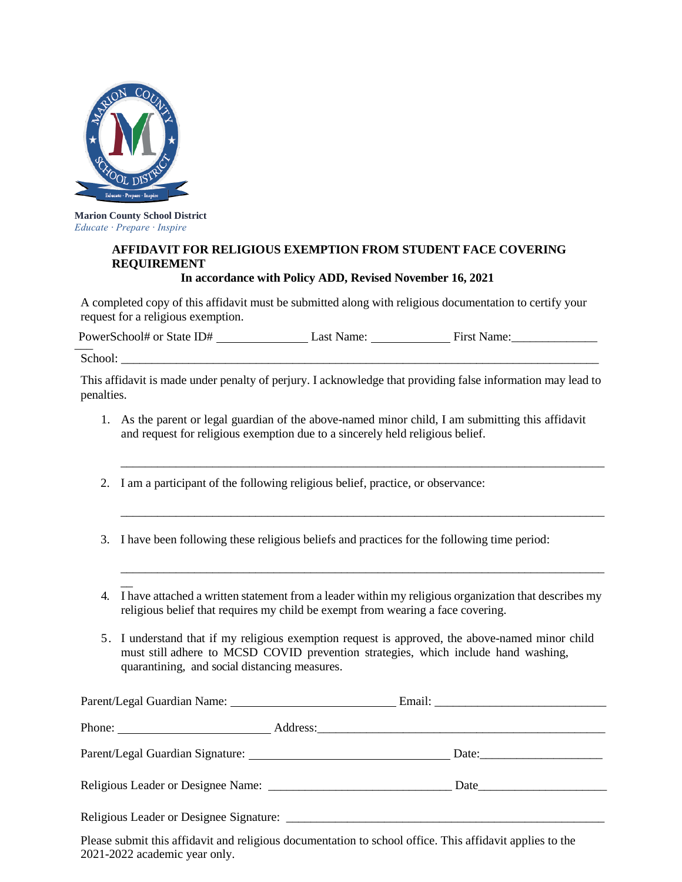**Marion County School District**
*Educate · Prepare · Inspire*

## AFFIDAVIT FOR RELIGIOUS EXEMPTION FROM STUDENT FACE COVERING REQUIREMENT

**In accordance with Policy ADD, Revised November 16, 2021**

A completed copy of this affidavit must be submitted along with religious documentation to certify your request for a religious exemption.

PowerSchool# or State ID# _______________ Last Name: _____________ First Name:______________

School: ________________________________________________________________________________

This affidavit is made under penalty of perjury. I acknowledge that providing false information may lead to penalties.

1. As the parent or legal guardian of the above-named minor child, I am submitting this affidavit and request for religious exemption due to a sincerely held religious belief.

   ________________________________________________________________________________

2. I am a participant of the following religious belief, practice, or observance:

   ________________________________________________________________________________

3. I have been following these religious beliefs and practices for the following time period:

   ________________________________________________________________________________

4. I have attached a written statement from a leader within my religious organization that describes my religious belief that requires my child be exempt from wearing a face covering.

5. I understand that if my religious exemption request is approved, the above-named minor child must still adhere to MCSD COVID prevention strategies, which include hand washing, quarantining, and social distancing measures.

Parent/Legal Guardian Name: ___________________________ Email: ___________________________

Phone: ________________________ Address:_________________________________________________

Parent/Legal Guardian Signature: ________________________________ Date:___________________

Religious Leader or Designee Name: _____________________________ Date_____________________

Religious Leader or Designee Signature: ___________________________________________________

Please submit this affidavit and religious documentation to school office. This affidavit applies to the 2021-2022 academic year only.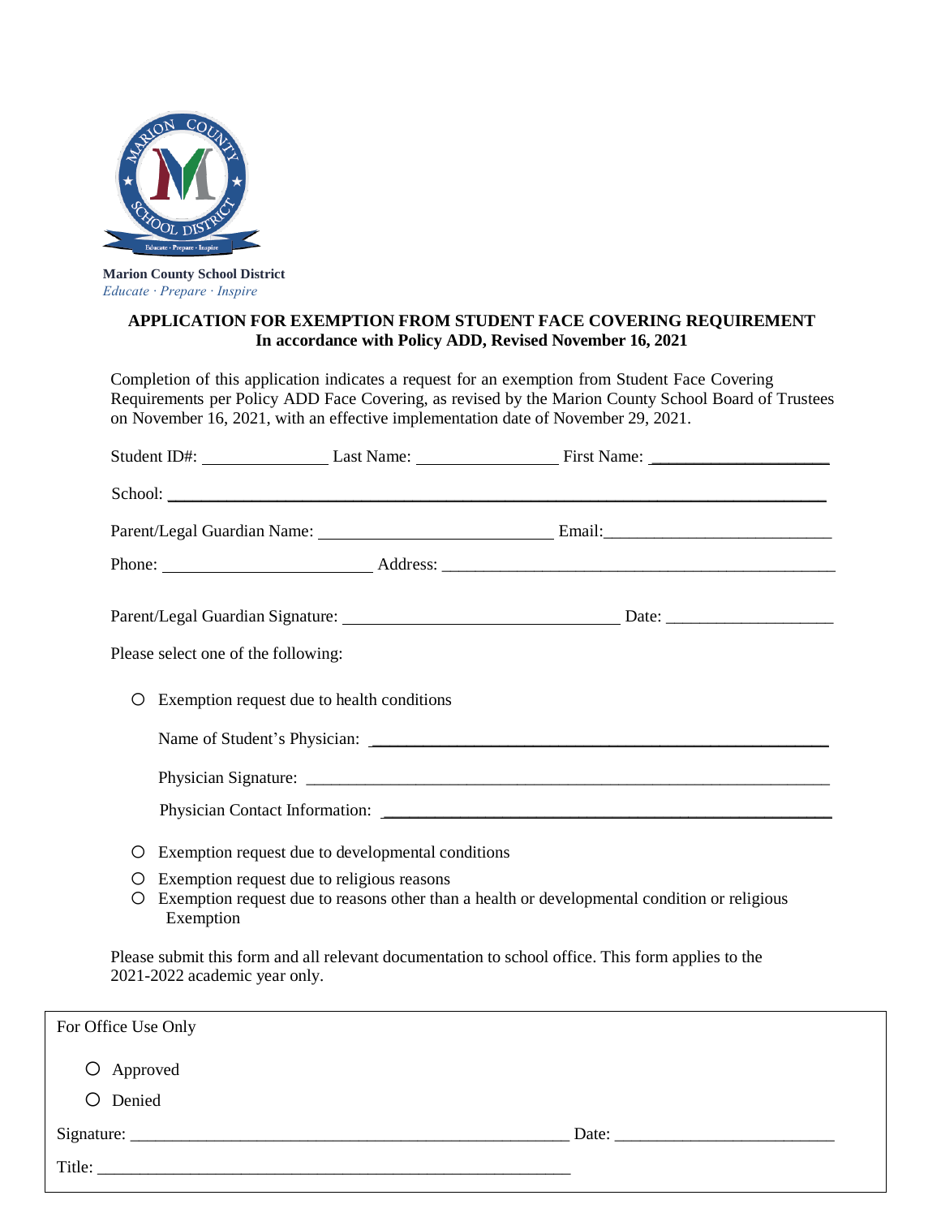**Marion County School District**
*Educate · Prepare · Inspire*

**APPLICATION FOR EXEMPTION FROM STUDENT FACE COVERING REQUIREMENT**
**In accordance with Policy ADD, Revised November 16, 2021**

Completion of this application indicates a request for an exemption from Student Face Covering Requirements per Policy ADD Face Covering, as revised by the Marion County School Board of Trustees on November 16, 2021, with an effective implementation date of November 29, 2021.

Student ID#: _______________ Last Name: ________________ First Name: ____________________

School: ________________________________________________________________________

Parent/Legal Guardian Name: ___________________________ Email: __________________________

Phone: ________________________ Address: _____________________________________________

Parent/Legal Guardian Signature: ________________________________ Date: ___________________

Please select one of the following:

- ○ Exemption request due to health conditions

  Name of Student's Physician: _____________________________________________________

  Physician Signature: ____________________________________________________________

  Physician Contact Information: ___________________________________________________

- ○ Exemption request due to developmental conditions
- ○ Exemption request due to religious reasons
- ○ Exemption request due to reasons other than a health or developmental condition or religious Exemption

Please submit this form and all relevant documentation to school office. This form applies to the 2021-2022 academic year only.

---

For Office Use Only

- ○ Approved
- ○ Denied

Signature: ____________________________________________________ Date: _________________________

Title: ______________________________________________________